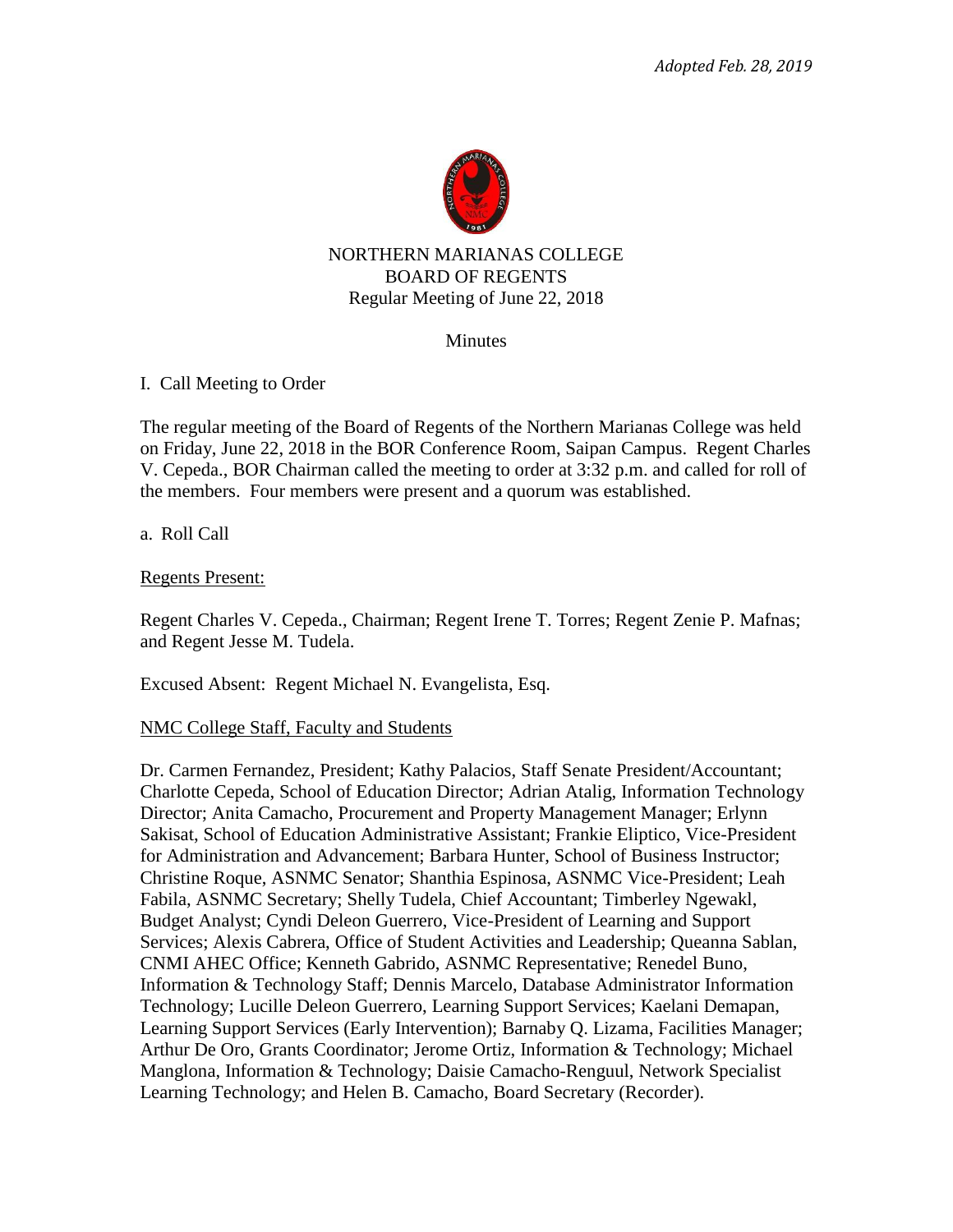*Adopted Feb. 28, 2019*

NORTHERN MARIANAS COLLEGE
BOARD OF REGENTS
Regular Meeting of June 22, 2018

Minutes

I. Call Meeting to Order

The regular meeting of the Board of Regents of the Northern Marianas College was held on Friday, June 22, 2018 in the BOR Conference Room, Saipan Campus. Regent Charles V. Cepeda., BOR Chairman called the meeting to order at 3:32 p.m. and called for roll of the members. Four members were present and a quorum was established.

a. Roll Call

Regents Present:

Regent Charles V. Cepeda., Chairman; Regent Irene T. Torres; Regent Zenie P. Mafnas; and Regent Jesse M. Tudela.

Excused Absent: Regent Michael N. Evangelista, Esq.

NMC College Staff, Faculty and Students

Dr. Carmen Fernandez, President; Kathy Palacios, Staff Senate President/Accountant; Charlotte Cepeda, School of Education Director; Adrian Atalig, Information Technology Director; Anita Camacho, Procurement and Property Management Manager; Erlynn Sakisat, School of Education Administrative Assistant; Frankie Eliptico, Vice-President for Administration and Advancement; Barbara Hunter, School of Business Instructor; Christine Roque, ASNMC Senator; Shanthia Espinosa, ASNMC Vice-President; Leah Fabila, ASNMC Secretary; Shelly Tudela, Chief Accountant; Timberley Ngewakl, Budget Analyst; Cyndi Deleon Guerrero, Vice-President of Learning and Support Services; Alexis Cabrera, Office of Student Activities and Leadership; Queanna Sablan, CNMI AHEC Office; Kenneth Gabrido, ASNMC Representative; Renedel Buno, Information & Technology Staff; Dennis Marcelo, Database Administrator Information Technology; Lucille Deleon Guerrero, Learning Support Services; Kaelani Demapan, Learning Support Services (Early Intervention); Barnaby Q. Lizama, Facilities Manager; Arthur De Oro, Grants Coordinator; Jerome Ortiz, Information & Technology; Michael Manglona, Information & Technology; Daisie Camacho-Renguul, Network Specialist Learning Technology; and Helen B. Camacho, Board Secretary (Recorder).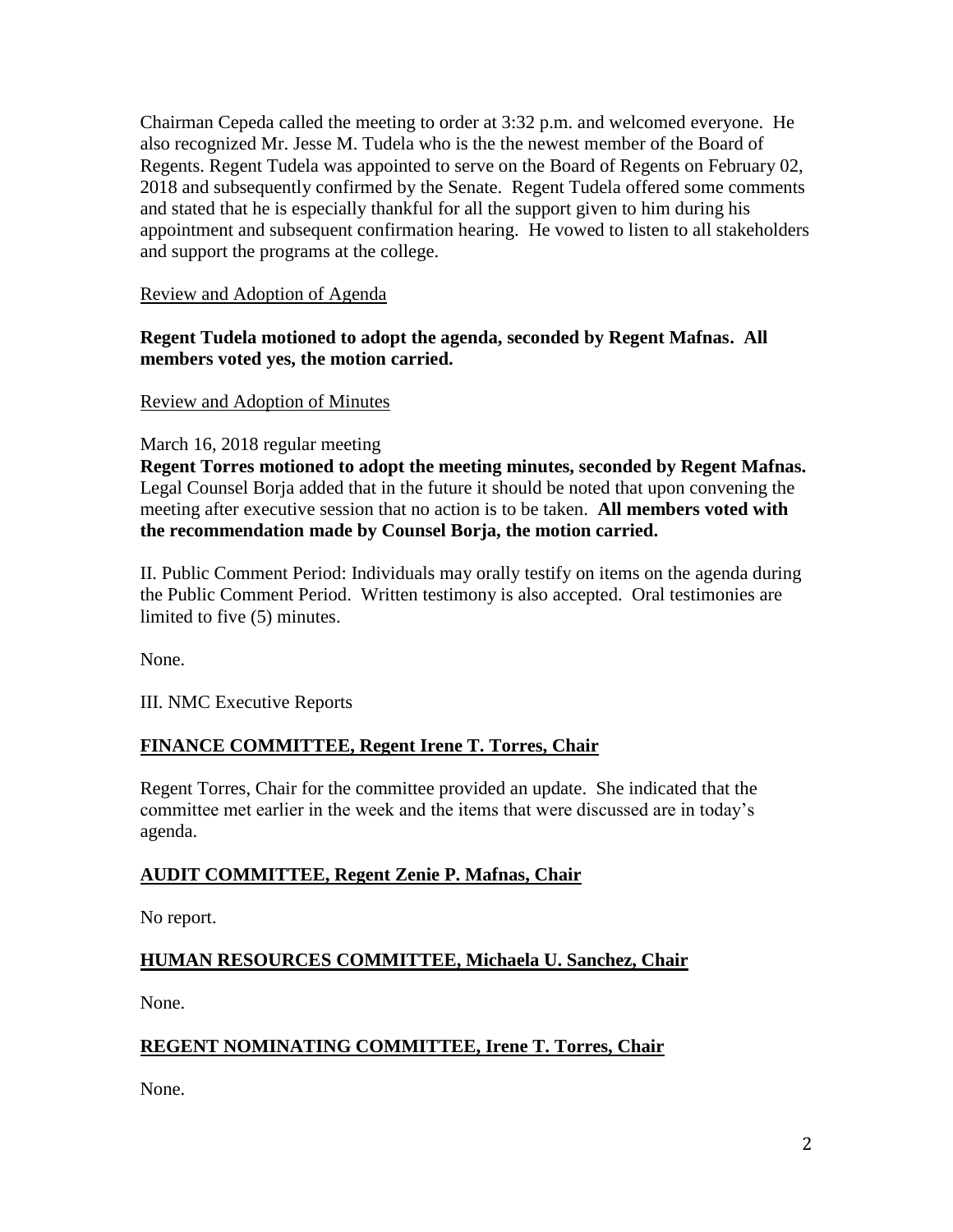Chairman Cepeda called the meeting to order at 3:32 p.m. and welcomed everyone. He also recognized Mr. Jesse M. Tudela who is the the newest member of the Board of Regents. Regent Tudela was appointed to serve on the Board of Regents on February 02, 2018 and subsequently confirmed by the Senate. Regent Tudela offered some comments and stated that he is especially thankful for all the support given to him during his appointment and subsequent confirmation hearing. He vowed to listen to all stakeholders and support the programs at the college.

Review and Adoption of Agenda

**Regent Tudela motioned to adopt the agenda, seconded by Regent Mafnas. All members voted yes, the motion carried.**

Review and Adoption of Minutes

March 16, 2018 regular meeting

**Regent Torres motioned to adopt the meeting minutes, seconded by Regent Mafnas.** Legal Counsel Borja added that in the future it should be noted that upon convening the meeting after executive session that no action is to be taken. **All members voted with the recommendation made by Counsel Borja, the motion carried.**

II. Public Comment Period: Individuals may orally testify on items on the agenda during the Public Comment Period. Written testimony is also accepted. Oral testimonies are limited to five (5) minutes.

None.

III. NMC Executive Reports

## FINANCE COMMITTEE, Regent Irene T. Torres, Chair

Regent Torres, Chair for the committee provided an update. She indicated that the committee met earlier in the week and the items that were discussed are in today's agenda.

## AUDIT COMMITTEE, Regent Zenie P. Mafnas, Chair

No report.

## HUMAN RESOURCES COMMITTEE, Michaela U. Sanchez, Chair

None.

## REGENT NOMINATING COMMITTEE, Irene T. Torres, Chair

None.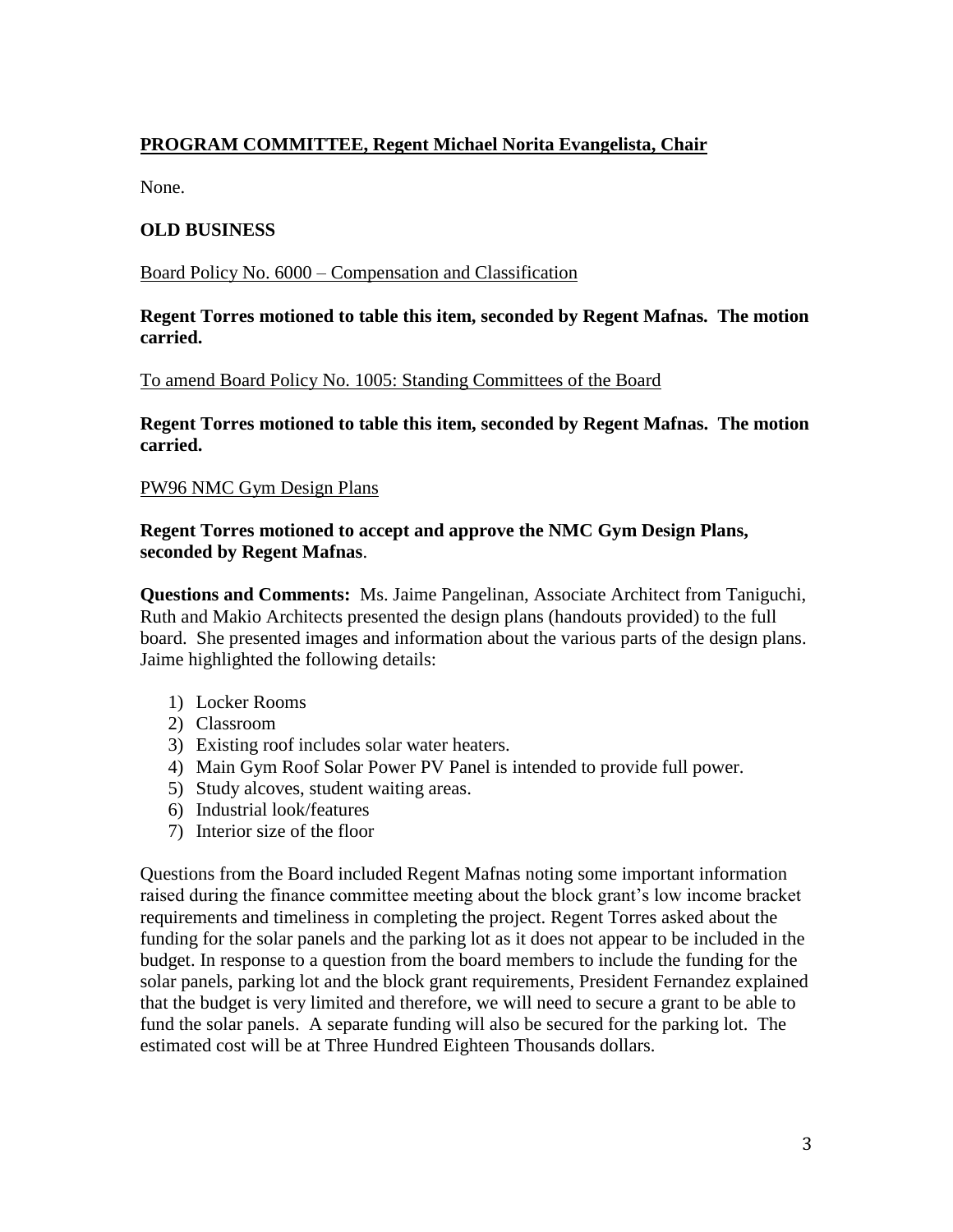**PROGRAM COMMITTEE, Regent Michael Norita Evangelista, Chair**

None.

**OLD BUSINESS**

Board Policy No. 6000 – Compensation and Classification

**Regent Torres motioned to table this item, seconded by Regent Mafnas. The motion carried.**

To amend Board Policy No. 1005: Standing Committees of the Board

**Regent Torres motioned to table this item, seconded by Regent Mafnas. The motion carried.**

PW96 NMC Gym Design Plans

**Regent Torres motioned to accept and approve the NMC Gym Design Plans, seconded by Regent Mafnas**.

**Questions and Comments:** Ms. Jaime Pangelinan, Associate Architect from Taniguchi, Ruth and Makio Architects presented the design plans (handouts provided) to the full board. She presented images and information about the various parts of the design plans. Jaime highlighted the following details:

1) Locker Rooms
2) Classroom
3) Existing roof includes solar water heaters.
4) Main Gym Roof Solar Power PV Panel is intended to provide full power.
5) Study alcoves, student waiting areas.
6) Industrial look/features
7) Interior size of the floor

Questions from the Board included Regent Mafnas noting some important information raised during the finance committee meeting about the block grant's low income bracket requirements and timeliness in completing the project. Regent Torres asked about the funding for the solar panels and the parking lot as it does not appear to be included in the budget. In response to a question from the board members to include the funding for the solar panels, parking lot and the block grant requirements, President Fernandez explained that the budget is very limited and therefore, we will need to secure a grant to be able to fund the solar panels. A separate funding will also be secured for the parking lot. The estimated cost will be at Three Hundred Eighteen Thousands dollars.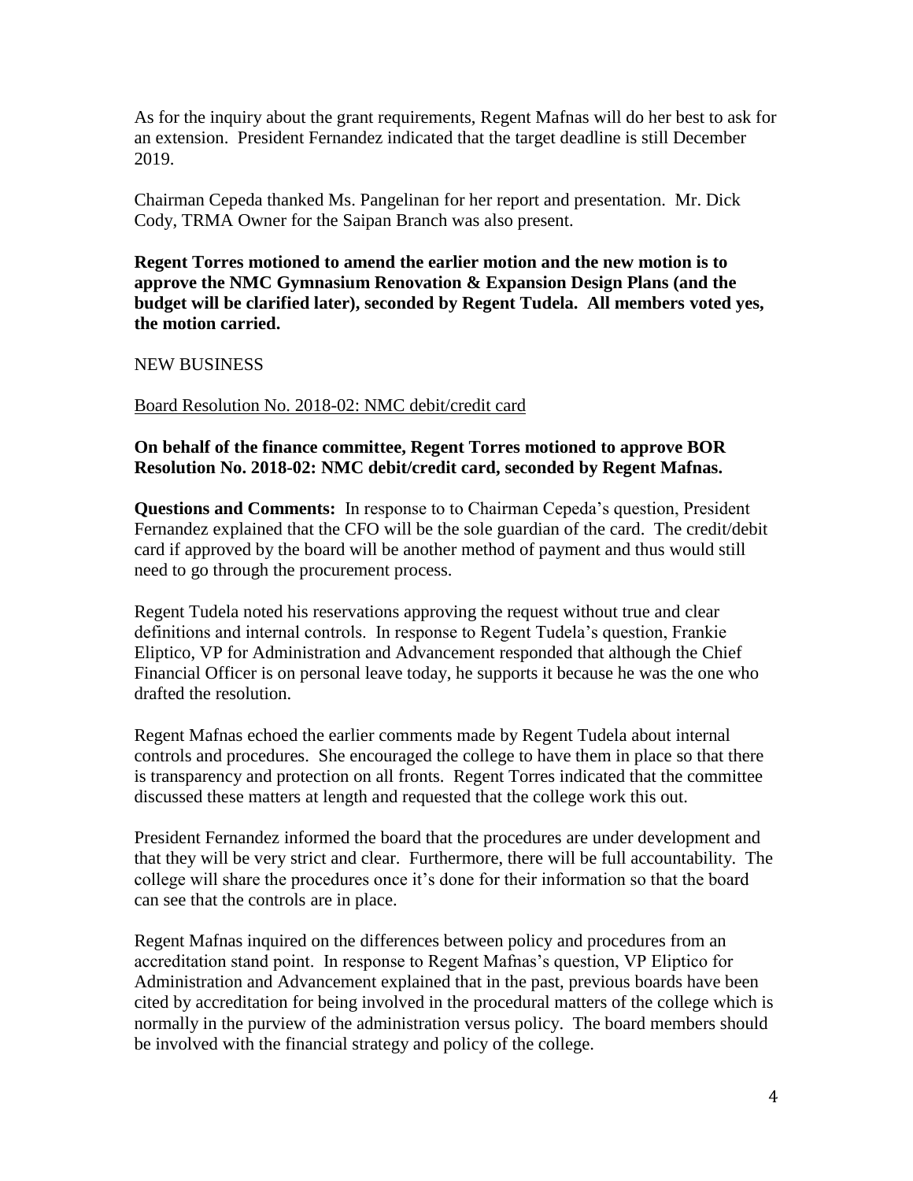As for the inquiry about the grant requirements, Regent Mafnas will do her best to ask for an extension. President Fernandez indicated that the target deadline is still December 2019.

Chairman Cepeda thanked Ms. Pangelinan for her report and presentation. Mr. Dick Cody, TRMA Owner for the Saipan Branch was also present.

**Regent Torres motioned to amend the earlier motion and the new motion is to approve the NMC Gymnasium Renovation & Expansion Design Plans (and the budget will be clarified later), seconded by Regent Tudela. All members voted yes, the motion carried.**

NEW BUSINESS

<u>Board Resolution No. 2018-02: NMC debit/credit card</u>

**On behalf of the finance committee, Regent Torres motioned to approve BOR Resolution No. 2018-02: NMC debit/credit card, seconded by Regent Mafnas.**

**Questions and Comments:** In response to to Chairman Cepeda's question, President Fernandez explained that the CFO will be the sole guardian of the card. The credit/debit card if approved by the board will be another method of payment and thus would still need to go through the procurement process.

Regent Tudela noted his reservations approving the request without true and clear definitions and internal controls. In response to Regent Tudela's question, Frankie Eliptico, VP for Administration and Advancement responded that although the Chief Financial Officer is on personal leave today, he supports it because he was the one who drafted the resolution.

Regent Mafnas echoed the earlier comments made by Regent Tudela about internal controls and procedures. She encouraged the college to have them in place so that there is transparency and protection on all fronts. Regent Torres indicated that the committee discussed these matters at length and requested that the college work this out.

President Fernandez informed the board that the procedures are under development and that they will be very strict and clear. Furthermore, there will be full accountability. The college will share the procedures once it's done for their information so that the board can see that the controls are in place.

Regent Mafnas inquired on the differences between policy and procedures from an accreditation stand point. In response to Regent Mafnas's question, VP Eliptico for Administration and Advancement explained that in the past, previous boards have been cited by accreditation for being involved in the procedural matters of the college which is normally in the purview of the administration versus policy. The board members should be involved with the financial strategy and policy of the college.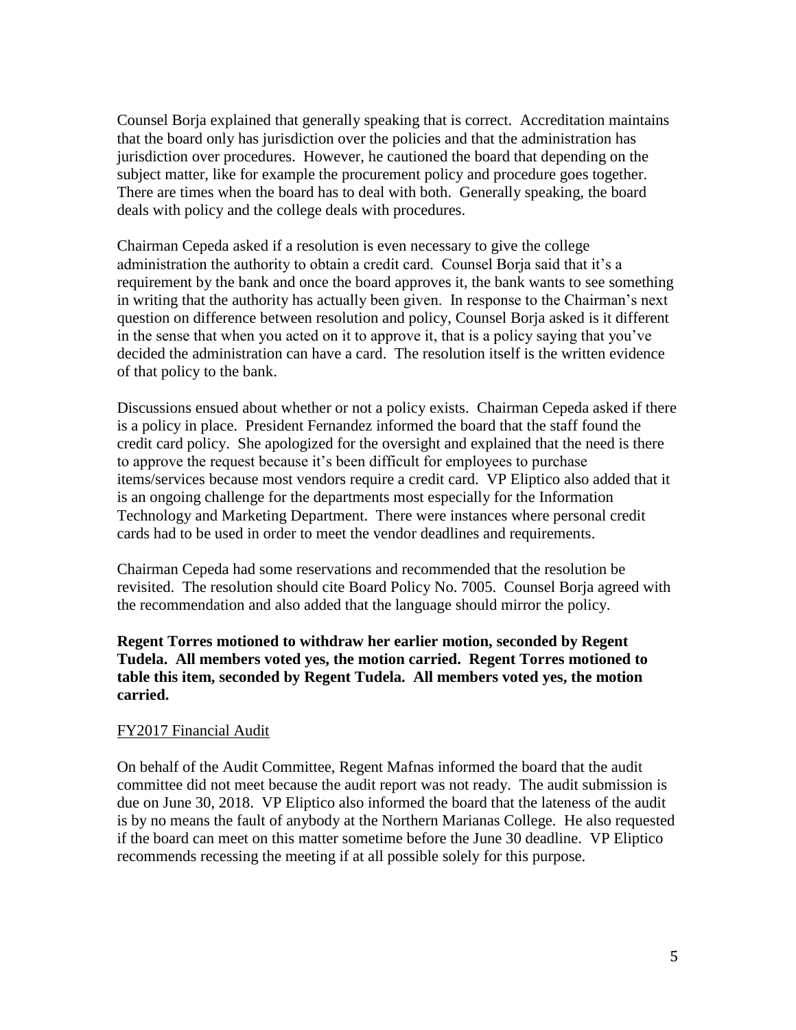Counsel Borja explained that generally speaking that is correct. Accreditation maintains that the board only has jurisdiction over the policies and that the administration has jurisdiction over procedures. However, he cautioned the board that depending on the subject matter, like for example the procurement policy and procedure goes together. There are times when the board has to deal with both. Generally speaking, the board deals with policy and the college deals with procedures.

Chairman Cepeda asked if a resolution is even necessary to give the college administration the authority to obtain a credit card. Counsel Borja said that it's a requirement by the bank and once the board approves it, the bank wants to see something in writing that the authority has actually been given. In response to the Chairman's next question on difference between resolution and policy, Counsel Borja asked is it different in the sense that when you acted on it to approve it, that is a policy saying that you've decided the administration can have a card. The resolution itself is the written evidence of that policy to the bank.

Discussions ensued about whether or not a policy exists. Chairman Cepeda asked if there is a policy in place. President Fernandez informed the board that the staff found the credit card policy. She apologized for the oversight and explained that the need is there to approve the request because it's been difficult for employees to purchase items/services because most vendors require a credit card. VP Eliptico also added that it is an ongoing challenge for the departments most especially for the Information Technology and Marketing Department. There were instances where personal credit cards had to be used in order to meet the vendor deadlines and requirements.

Chairman Cepeda had some reservations and recommended that the resolution be revisited. The resolution should cite Board Policy No. 7005. Counsel Borja agreed with the recommendation and also added that the language should mirror the policy.

**Regent Torres motioned to withdraw her earlier motion, seconded by Regent Tudela. All members voted yes, the motion carried. Regent Torres motioned to table this item, seconded by Regent Tudela. All members voted yes, the motion carried.**

FY2017 Financial Audit

On behalf of the Audit Committee, Regent Mafnas informed the board that the audit committee did not meet because the audit report was not ready. The audit submission is due on June 30, 2018. VP Eliptico also informed the board that the lateness of the audit is by no means the fault of anybody at the Northern Marianas College. He also requested if the board can meet on this matter sometime before the June 30 deadline. VP Eliptico recommends recessing the meeting if at all possible solely for this purpose.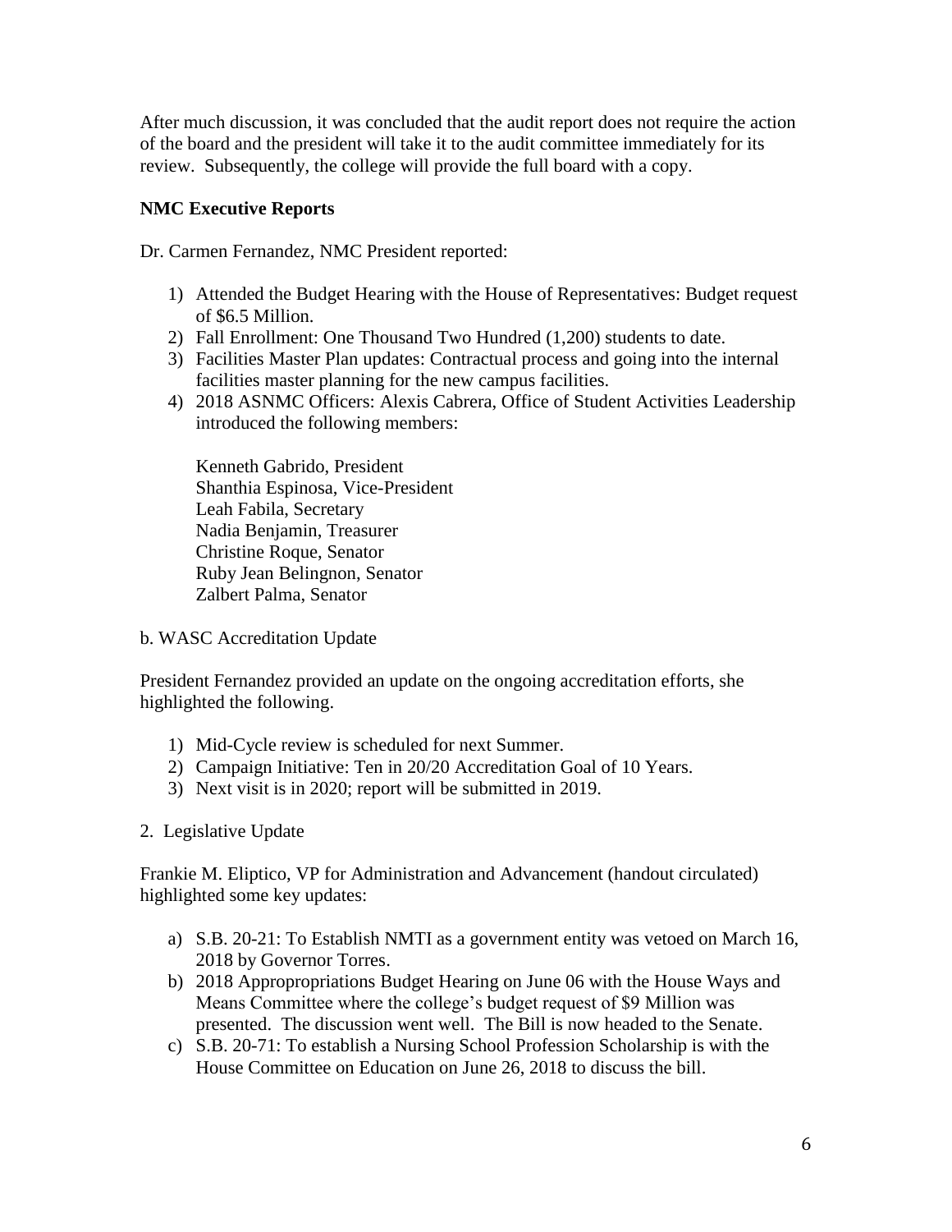After much discussion, it was concluded that the audit report does not require the action of the board and the president will take it to the audit committee immediately for its review. Subsequently, the college will provide the full board with a copy.

**NMC Executive Reports**

Dr. Carmen Fernandez, NMC President reported:

1) Attended the Budget Hearing with the House of Representatives: Budget request of $6.5 Million.
2) Fall Enrollment: One Thousand Two Hundred (1,200) students to date.
3) Facilities Master Plan updates: Contractual process and going into the internal facilities master planning for the new campus facilities.
4) 2018 ASNMC Officers: Alexis Cabrera, Office of Student Activities Leadership introduced the following members:

   Kenneth Gabrido, President
   Shanthia Espinosa, Vice-President
   Leah Fabila, Secretary
   Nadia Benjamin, Treasurer
   Christine Roque, Senator
   Ruby Jean Belingnon, Senator
   Zalbert Palma, Senator

b. WASC Accreditation Update

President Fernandez provided an update on the ongoing accreditation efforts, she highlighted the following.

1) Mid-Cycle review is scheduled for next Summer.
2) Campaign Initiative: Ten in 20/20 Accreditation Goal of 10 Years.
3) Next visit is in 2020; report will be submitted in 2019.

2. Legislative Update

Frankie M. Eliptico, VP for Administration and Advancement (handout circulated) highlighted some key updates:

a) S.B. 20-21: To Establish NMTI as a government entity was vetoed on March 16, 2018 by Governor Torres.
b) 2018 Appropropriations Budget Hearing on June 06 with the House Ways and Means Committee where the college's budget request of $9 Million was presented. The discussion went well. The Bill is now headed to the Senate.
c) S.B. 20-71: To establish a Nursing School Profession Scholarship is with the House Committee on Education on June 26, 2018 to discuss the bill.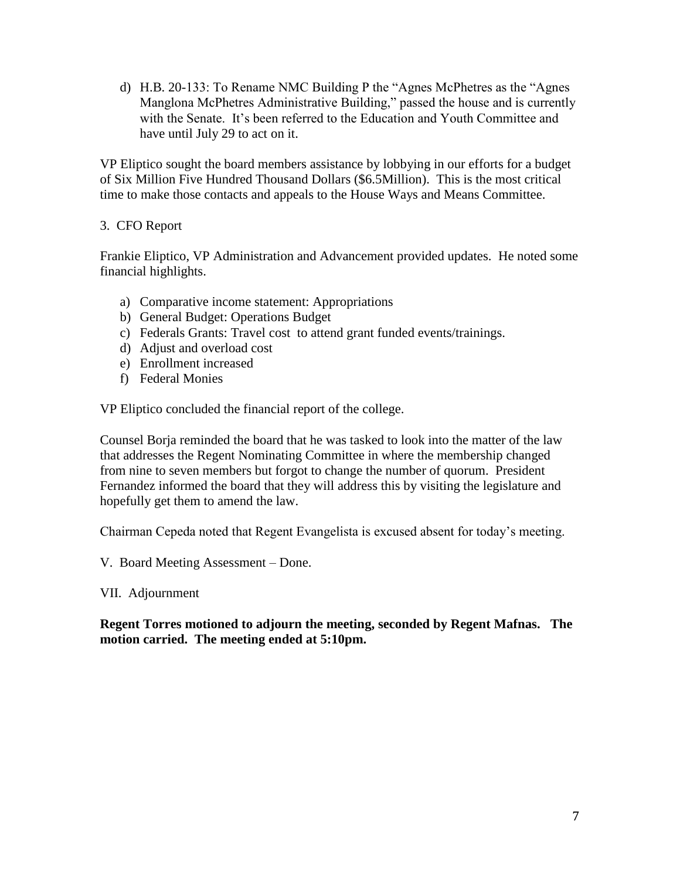d) H.B. 20-133: To Rename NMC Building P the "Agnes McPhetres as the "Agnes Manglona McPhetres Administrative Building," passed the house and is currently with the Senate. It's been referred to the Education and Youth Committee and have until July 29 to act on it.

VP Eliptico sought the board members assistance by lobbying in our efforts for a budget of Six Million Five Hundred Thousand Dollars ($6.5Million). This is the most critical time to make those contacts and appeals to the House Ways and Means Committee.

3. CFO Report

Frankie Eliptico, VP Administration and Advancement provided updates. He noted some financial highlights.

a) Comparative income statement: Appropriations
b) General Budget: Operations Budget
c) Federals Grants: Travel cost to attend grant funded events/trainings.
d) Adjust and overload cost
e) Enrollment increased
f) Federal Monies

VP Eliptico concluded the financial report of the college.

Counsel Borja reminded the board that he was tasked to look into the matter of the law that addresses the Regent Nominating Committee in where the membership changed from nine to seven members but forgot to change the number of quorum. President Fernandez informed the board that they will address this by visiting the legislature and hopefully get them to amend the law.

Chairman Cepeda noted that Regent Evangelista is excused absent for today's meeting.

V. Board Meeting Assessment – Done.

VII. Adjournment

**Regent Torres motioned to adjourn the meeting, seconded by Regent Mafnas. The motion carried. The meeting ended at 5:10pm.**